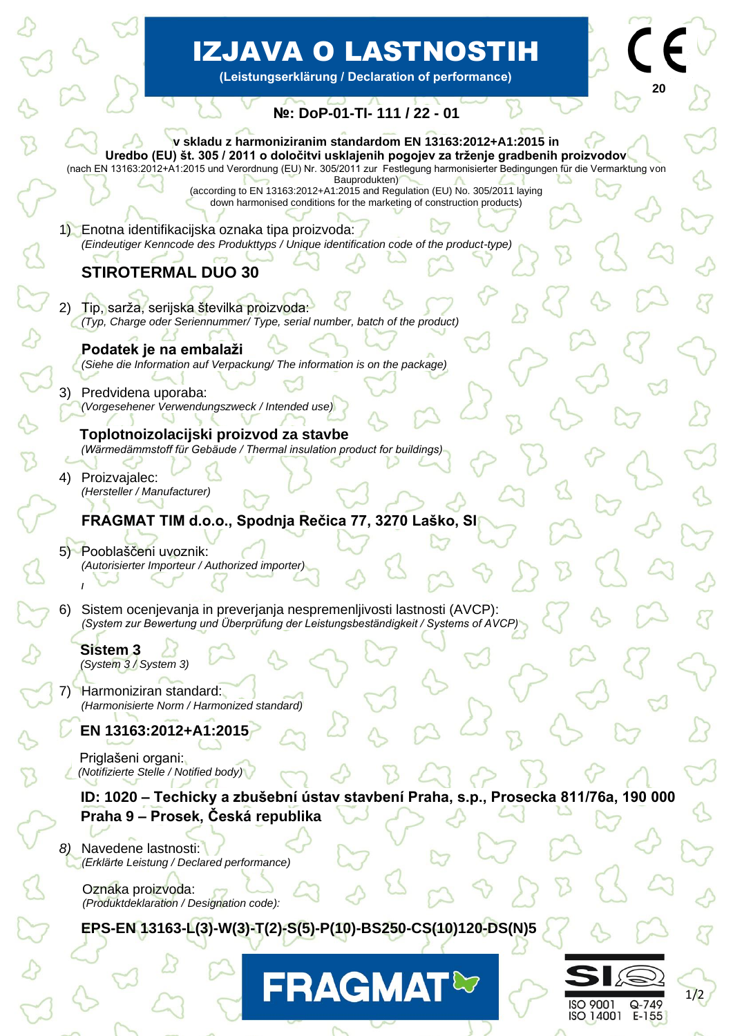# IZJAVA O LASTNOSTIH

**(Leistungserklärung / Declaration of performance)**

CE
**20**

### №: DoP-01-TI- 111 / 22 - 01

**v skladu z harmoniziranim standardom EN 13163:2012+A1:2015 in**
**Uredbo (EU) št. 305 / 2011 o določitvi usklajenih pogojev za trženje gradbenih proizvodov**
(nach EN 13163:2012+A1:2015 und Verordnung (EU) Nr. 305/2011 zur Festlegung harmonisierter Bedingungen für die Vermarktung von Bauprodukten)
(according to EN 13163:2012+A1:2015 and Regulation (EU) No. 305/2011 laying down harmonised conditions for the marketing of construction products)

1) Enotna identifikacijska oznaka tipa proizvoda:
*(Eindeutiger Kenncode des Produkttyps / Unique identification code of the product-type)*

**STIROTERMAL DUO 30**

2) Tip, sarža, serijska številka proizvoda:
*(Typ, Charge oder Seriennummer/ Type, serial number, batch of the product)*

**Podatek je na embalaži**
*(Siehe die Information auf Verpackung/ The information is on the package)*

3) Predvidena uporaba:
*(Vorgesehener Verwendungszweck / Intended use)*

**Toplotnoizolacijski proizvod za stavbe**
*(Wärmedämmstoff für Gebäude / Thermal insulation product for buildings)*

4) Proizvajalec:
*(Hersteller / Manufacturer)*

**FRAGMAT TIM d.o.o., Spodnja Rečica 77, 3270 Laško, SI**

5) Pooblaščeni uvoznik:
*(Autorisierter Importeur / Authorized importer)*

*/*

6) Sistem ocenjevanja in preverjanja nespremenljivosti lastnosti (AVCP):
*(System zur Bewertung und Überprüfung der Leistungsbeständigkeit / Systems of AVCP)*

**Sistem 3**
*(System 3 / System 3)*

7) Harmoniziran standard:
*(Harmonisierte Norm / Harmonized standard)*

**EN 13163:2012+A1:2015**

Priglašeni organi:
*(Notifizierte Stelle / Notified body)*

**ID: 1020 – Techicky a zbušební ústav stavbení Praha, s.p., Prosecka 811/76a, 190 000 Praha 9 – Prosek, Česká republika**

*8)* Navedene lastnosti:
*(Erklärte Leistung / Declared performance)*

Oznaka proizvoda:
*(Produktdeklaration / Designation code):*

**EPS-EN 13163-L(3)-W(3)-T(2)-S(5)-P(10)-BS250-CS(10)120-DS(N)5**

**FRAGMAT**

SIQ
ISO 9001 Q-749
ISO 14001 E-155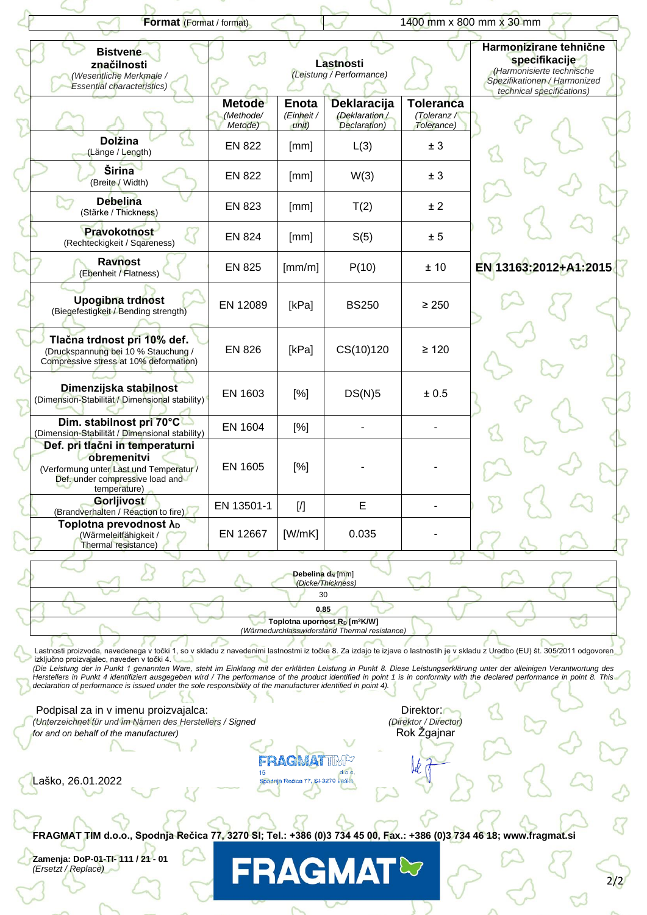| **Format** (Format / format) | 1400 mm x 800 mm x 30 mm |
|---|---|

| **Bistvene značilnosti** *(Wesentliche Merkmale / Essential characteristics)* | **Lastnosti** *(Leistung / Performance)* | | | | **Harmonizirane tehnične specifikacije** *(Harmonisierte technische Spezifikationen / Harmonized technical specifications)* |
|---|---|---|---|---|---|
| | **Metode** *(Methode/ Metode)* | **Enota** *(Einheit / unit)* | **Deklaracija** *(Deklaration / Declaration)* | **Toleranca** *(Toleranz / Tolerance)* | |
| **Dolžina** (Länge / Length) | EN 822 | [mm] | L(3) | ± 3 | **EN 13163:2012+A1:2015** |
| **Širina** (Breite / Width) | EN 822 | [mm] | W(3) | ± 3 | |
| **Debelina** (Stärke / Thickness) | EN 823 | [mm] | T(2) | ± 2 | |
| **Pravokotnost** (Rechteckigkeit / Sqareness) | EN 824 | [mm] | S(5) | ± 5 | |
| **Ravnost** (Ebenheit / Flatness) | EN 825 | [mm/m] | P(10) | ± 10 | |
| **Upogibna trdnost** (Biegefestigkeit / Bending strength) | EN 12089 | [kPa] | BS250 | ≥ 250 | |
| **Tlačna trdnost pri 10% def.** (Druckspannung bei 10 % Stauchung / Compressive stress at 10% deformation) | EN 826 | [kPa] | CS(10)120 | ≥ 120 | |
| **Dimenzijska stabilnost** (Dimension-Stabilität / Dimensional stability) | EN 1603 | [%] | DS(N)5 | ± 0.5 | |
| **Dim. stabilnost pri 70°C** (Dimension-Stabilität / Dimensional stability) | EN 1604 | [%] | - | - | |
| **Def. pri tlačni in temperaturni obremenitvi** (Verformung unter Last und Temperatur / Def. under compressive load and temperature) | EN 1605 | [%] | - | - | |
| **Gorljivost** (Brandverhalten / Reaction to fire) | EN 13501-1 | [/] | E | - | |
| **Toplotna prevodnost $\lambda_D$** (Wärmeleitfähigkeit / Thermal resistance) | EN 12667 | [W/mK] | 0.035 | - | |

| **Debelina $d_N$ [mm]** *(Dicke/Thickness)* |
|---|
| 30 |
| **0.85** |
| **Toplotna upornost $R_D$ [$m^2K/W$]** *(Wärmedurchlasswiderstand Thermal resistance)* |

Lastnosti proizvoda, navedenega v točki 1, so v skladu z navedenimi lastnostmi iz točke 8. Za izdajo te izjave o lastnostih je v skladu z Uredbo (EU) št. 305/2011 odgovoren izključno proizvajalec, naveden v točki 4.
*(Die Leistung der in Punkt 1 genannten Ware, steht im Einklang mit der erklärten Leistung in Punkt 8. Diese Leistungserklärung unter der alleinigen Verantwortung des Herstellers in Punkt 4 identifiziert ausgegeben wird / The performance of the product identified in point 1 is in conformity with the declared performance in point 8. This declaration of performance is issued under the sole responsibility of the manufacturer identified in point 4).*

Podpisal za in v imenu proizvajalca:
*(Unterzeichnet für und im Namen des Herstellers / Signed for and on behalf of the manufacturer)*

Direktor:
*(Direktor / Director)*
Rok Žgajnar

Laško, 26.01.2022

FRAGMAT TIM d.o.o., 15, Spodnja Rečica 77, SI-3270 Laško

**FRAGMAT TIM d.o.o., Spodnja Rečica 77, 3270 SI; Tel.: +386 (0)3 734 45 00, Fax.: +386 (0)3 734 46 18; www.fragmat.si**

**Zamenja: DoP-01-TI- 111 / 21 - 01**
*(Ersetzt / Replace)*

FRAGMAT